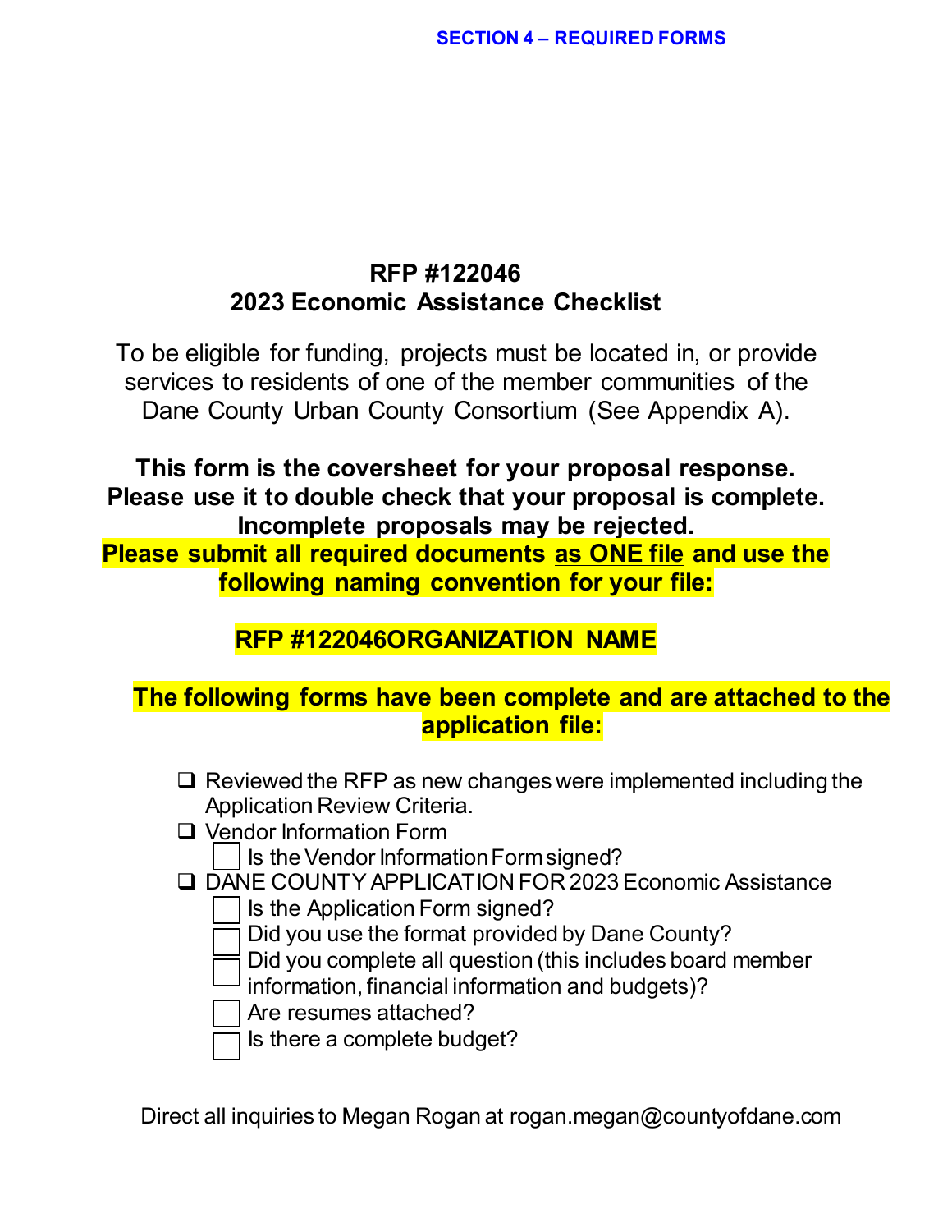SECTION 4 – REQUIRED FORMS

# RFP #122046
## 2023 Economic Assistance Checklist

To be eligible for funding, projects must be located in, or provide services to residents of one of the member communities of the Dane County Urban County Consortium (See Appendix A).

**This form is the coversheet for your proposal response. Please use it to double check that your proposal is complete. Incomplete proposals may be rejected.**

**Please submit all required documents as ONE file and use the following naming convention for your file:**

**RFP #122046ORGANIZATION NAME**

**The following forms have been complete and are attached to the application file:**

- ☐ Reviewed the RFP as new changes were implemented including the Application Review Criteria.
- ☐ Vendor Information Form
  - ☐ Is the Vendor Information Form signed?
- ☐ DANE COUNTY APPLICATION FOR 2023 Economic Assistance
  - ☐ Is the Application Form signed?
  - ☐ Did you use the format provided by Dane County?
  - ☐ Did you complete all question (this includes board member information, financial information and budgets)?
  - ☐ Are resumes attached?
  - ☐ Is there a complete budget?

Direct all inquiries to Megan Rogan at rogan.megan@countyofdane.com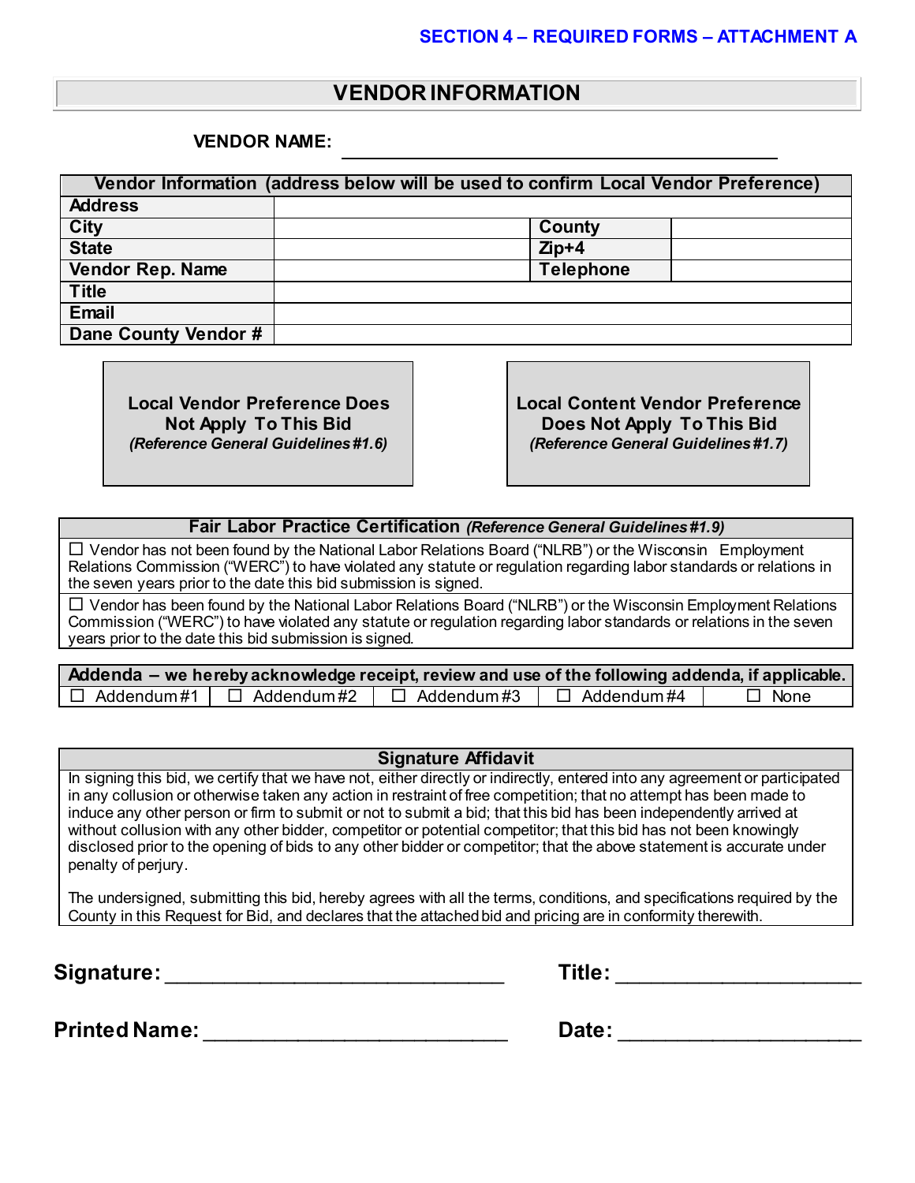SECTION 4 – REQUIRED FORMS – ATTACHMENT A

# VENDOR INFORMATION

**VENDOR NAME:** ______________________________________

| **Vendor Information (address below will be used to confirm Local Vendor Preference)** | | | |
|---|---|---|---|
| **Address** | | | |
| **City** | | **County** | |
| **State** | | **Zip+4** | |
| **Vendor Rep. Name** | | **Telephone** | |
| **Title** | | | |
| **Email** | | | |
| **Dane County Vendor #** | | | |

**Local Vendor Preference Does Not Apply To This Bid**
***(Reference General Guidelines #1.6)***

**Local Content Vendor Preference Does Not Apply To This Bid**
***(Reference General Guidelines #1.7)***

| **Fair Labor Practice Certification** ***(Reference General Guidelines #1.9)*** |
|---|
| ☐ Vendor has not been found by the National Labor Relations Board ("NLRB") or the Wisconsin Employment Relations Commission ("WERC") to have violated any statute or regulation regarding labor standards or relations in the seven years prior to the date this bid submission is signed. |
| ☐ Vendor has been found by the National Labor Relations Board ("NLRB") or the Wisconsin Employment Relations Commission ("WERC") to have violated any statute or regulation regarding labor standards or relations in the seven years prior to the date this bid submission is signed. |

| **Addenda – we hereby acknowledge receipt, review and use of the following addenda, if applicable.** | | | | |
|---|---|---|---|---|
| ☐ Addendum #1 | ☐ Addendum #2 | ☐ Addendum #3 | ☐ Addendum #4 | ☐ None |

| **Signature Affidavit** |
|---|
| In signing this bid, we certify that we have not, either directly or indirectly, entered into any agreement or participated in any collusion or otherwise taken any action in restraint of free competition; that no attempt has been made to induce any other person or firm to submit or not to submit a bid; that this bid has been independently arrived at without collusion with any other bidder, competitor or potential competitor; that this bid has not been knowingly disclosed prior to the opening of bids to any other bidder or competitor; that the above statement is accurate under penalty of perjury.<br><br>The undersigned, submitting this bid, hereby agrees with all the terms, conditions, and specifications required by the County in this Request for Bid, and declares that the attached bid and pricing are in conformity therewith. |

**Signature:** ______________________________ **Title:** ____________________

**Printed Name:** ___________________________ **Date:** ____________________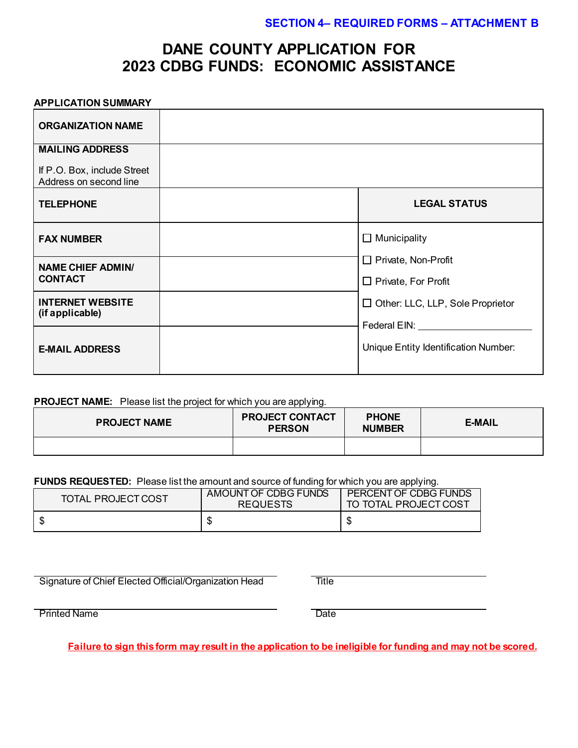**SECTION 4– REQUIRED FORMS – ATTACHMENT B**

# DANE COUNTY APPLICATION FOR 2023 CDBG FUNDS: ECONOMIC ASSISTANCE

**APPLICATION SUMMARY**

| | | |
|---|---|---|
| **ORGANIZATION NAME** | | |
| **MAILING ADDRESS**<br>If P.O. Box, include Street Address on second line | | |
| **TELEPHONE** | | **LEGAL STATUS** |
| **FAX NUMBER** | | ☐ Municipality<br>☐ Private, Non-Profit<br>☐ Private, For Profit<br>☐ Other: LLC, LLP, Sole Proprietor<br>Federal EIN: \_\_\_\_\_\_\_\_\_\_\_\_\_\_\_\_\_\_\_\_<br>Unique Entity Identification Number: |
| **NAME CHIEF ADMIN/ CONTACT** | | |
| **INTERNET WEBSITE (if applicable)** | | |
| **E-MAIL ADDRESS** | | |

**PROJECT NAME:** Please list the project for which you are applying.

| PROJECT NAME | PROJECT CONTACT PERSON | PHONE NUMBER | E-MAIL |
|---|---|---|---|
| | | | |

**FUNDS REQUESTED:** Please list the amount and source of funding for which you are applying.

| TOTAL PROJECT COST | AMOUNT OF CDBG FUNDS REQUESTS | PERCENT OF CDBG FUNDS TO TOTAL PROJECT COST |
|---|---|---|
| $ | $ | $ |

\_\_\_\_\_\_\_\_\_\_\_\_\_\_\_\_\_\_\_\_\_\_\_\_\_\_\_\_\_\_\_\_\_\_\_\_\_\_\_\_\_\_ \_\_\_\_\_\_\_\_\_\_\_\_\_\_\_\_\_\_\_\_\_\_\_\_\_\_\_\_\_\_
Signature of Chief Elected Official/Organization Head  Title

\_\_\_\_\_\_\_\_\_\_\_\_\_\_\_\_\_\_\_\_\_\_\_\_\_\_\_\_\_\_\_\_\_\_\_\_\_\_\_\_\_\_ \_\_\_\_\_\_\_\_\_\_\_\_\_\_\_\_\_\_\_\_\_\_\_\_\_\_\_\_\_\_
Printed Name  Date

**Failure to sign this form may result in the application to be ineligible for funding and may not be scored.**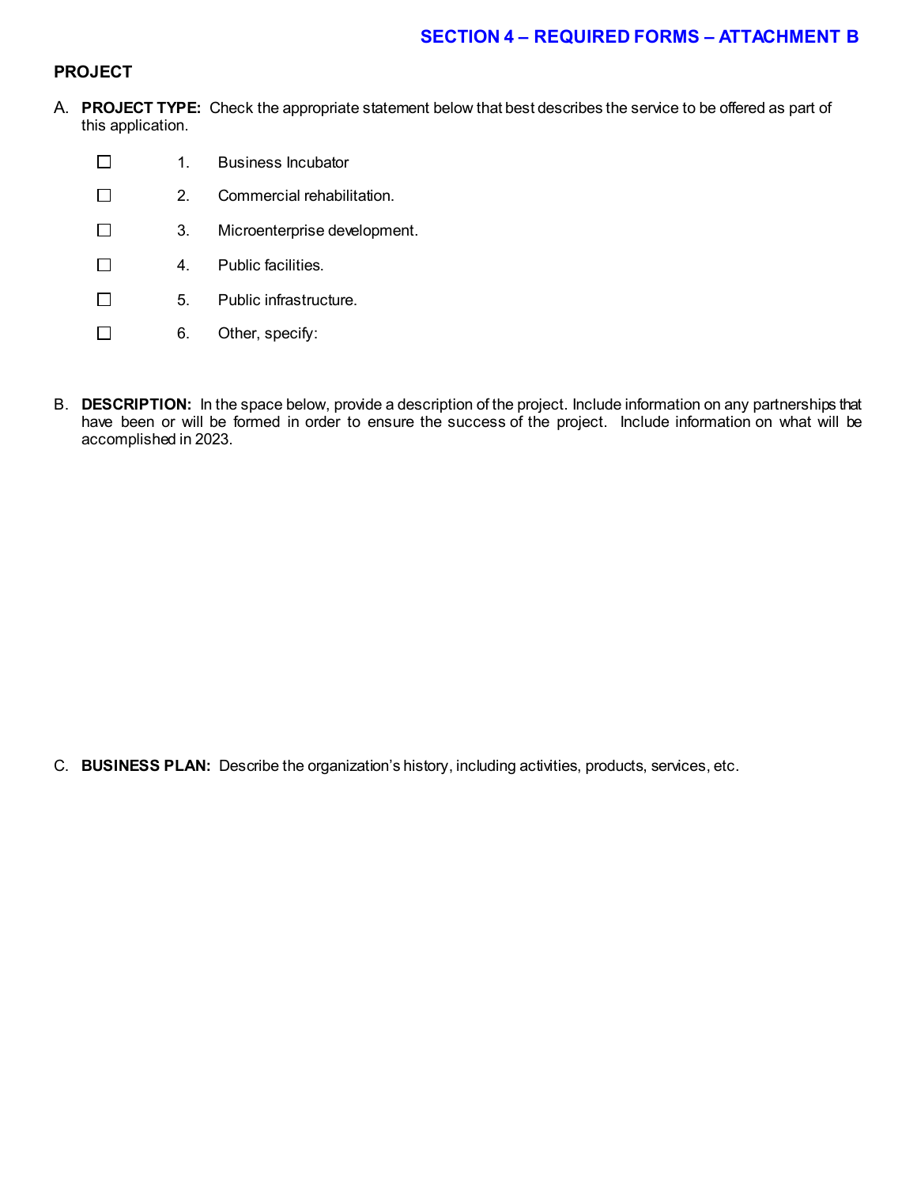## SECTION 4 – REQUIRED FORMS – ATTACHMENT B

**PROJECT**

A. **PROJECT TYPE:** Check the appropriate statement below that best describes the service to be offered as part of this application.

- ☐ 1. Business Incubator
- ☐ 2. Commercial rehabilitation.
- ☐ 3. Microenterprise development.
- ☐ 4. Public facilities.
- ☐ 5. Public infrastructure.
- ☐ 6. Other, specify:

B. **DESCRIPTION:** In the space below, provide a description of the project. Include information on any partnerships that have been or will be formed in order to ensure the success of the project. Include information on what will be accomplished in 2023.

C. **BUSINESS PLAN:** Describe the organization's history, including activities, products, services, etc.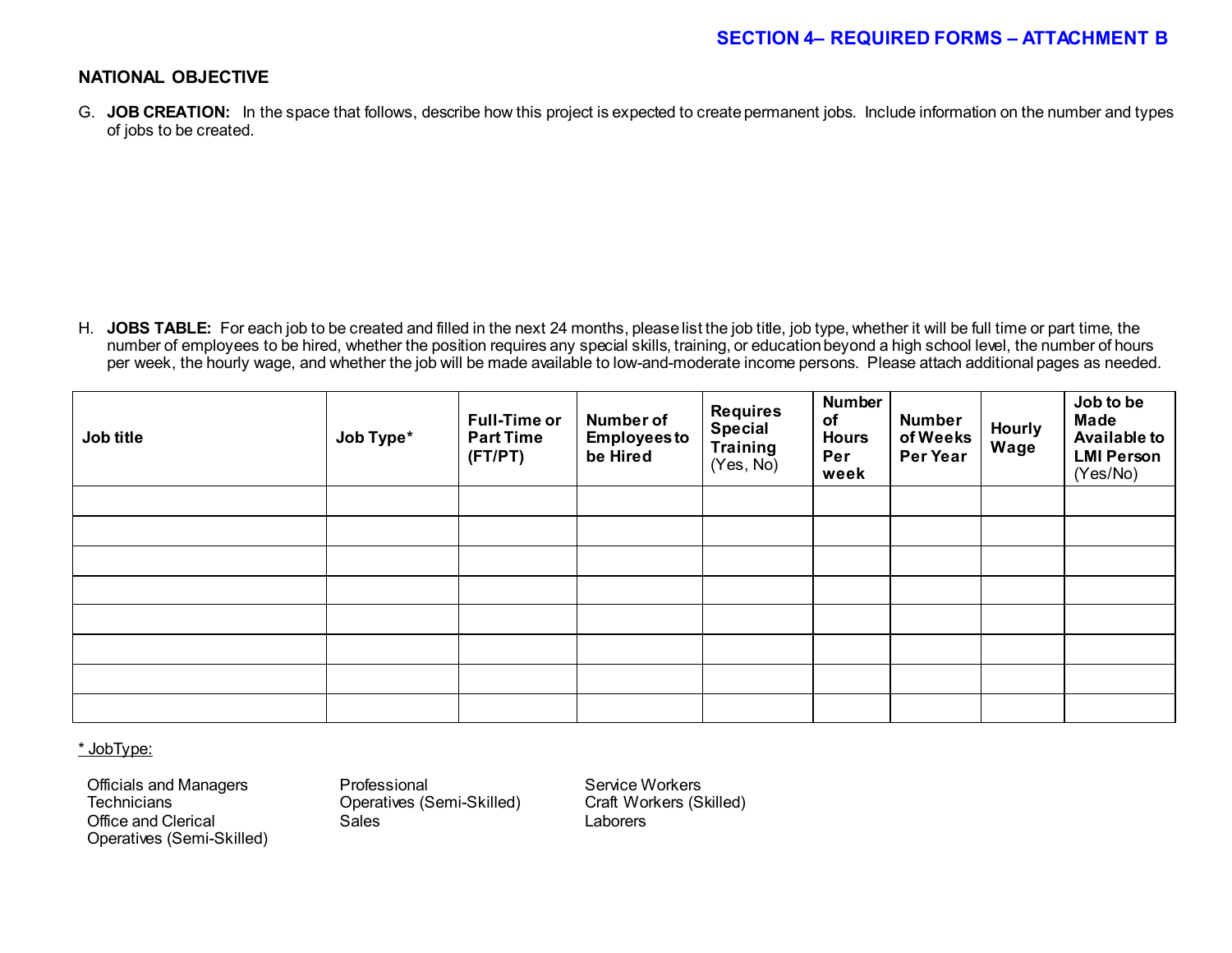**SECTION 4– REQUIRED FORMS – ATTACHMENT B**

**NATIONAL OBJECTIVE**

G. **JOB CREATION:** In the space that follows, describe how this project is expected to create permanent jobs. Include information on the number and types of jobs to be created.

H. **JOBS TABLE:** For each job to be created and filled in the next 24 months, please list the job title, job type, whether it will be full time or part time, the number of employees to be hired, whether the position requires any special skills, training, or education beyond a high school level, the number of hours per week, the hourly wage, and whether the job will be made available to low-and-moderate income persons. Please attach additional pages as needed.

| **Job title** | **Job Type*** | **Full-Time or Part Time (FT/PT)** | **Number of Employees to be Hired** | **Requires Special Training** (Yes, No) | **Number of Hours Per week** | **Number of Weeks Per Year** | **Hourly Wage** | **Job to be Made Available to LMI Person** (Yes/No) |
|---|---|---|---|---|---|---|---|---|
| | | | | | | | | |
| | | | | | | | | |
| | | | | | | | | |
| | | | | | | | | |
| | | | | | | | | |
| | | | | | | | | |
| | | | | | | | | |
| | | | | | | | | |

* JobType:

Officials and Managers
Technicians
Office and Clerical
Operatives (Semi-Skilled)
Professional
Operatives (Semi-Skilled)
Sales
Service Workers
Craft Workers (Skilled)
Laborers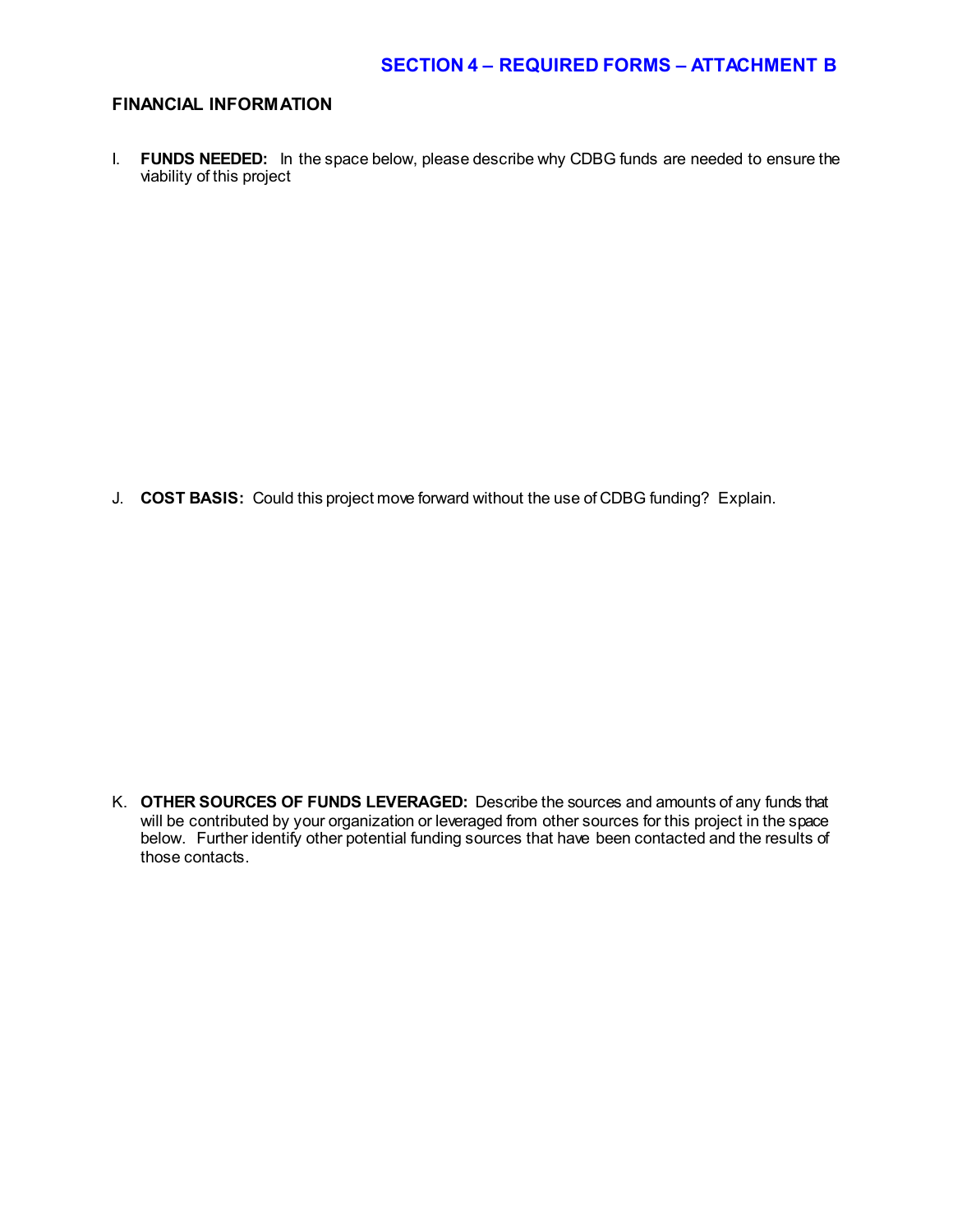## SECTION 4 – REQUIRED FORMS – ATTACHMENT B

### FINANCIAL INFORMATION

I. **FUNDS NEEDED:** In the space below, please describe why CDBG funds are needed to ensure the viability of this project

J. **COST BASIS:** Could this project move forward without the use of CDBG funding? Explain.

K. **OTHER SOURCES OF FUNDS LEVERAGED:** Describe the sources and amounts of any funds that will be contributed by your organization or leveraged from other sources for this project in the space below. Further identify other potential funding sources that have been contacted and the results of those contacts.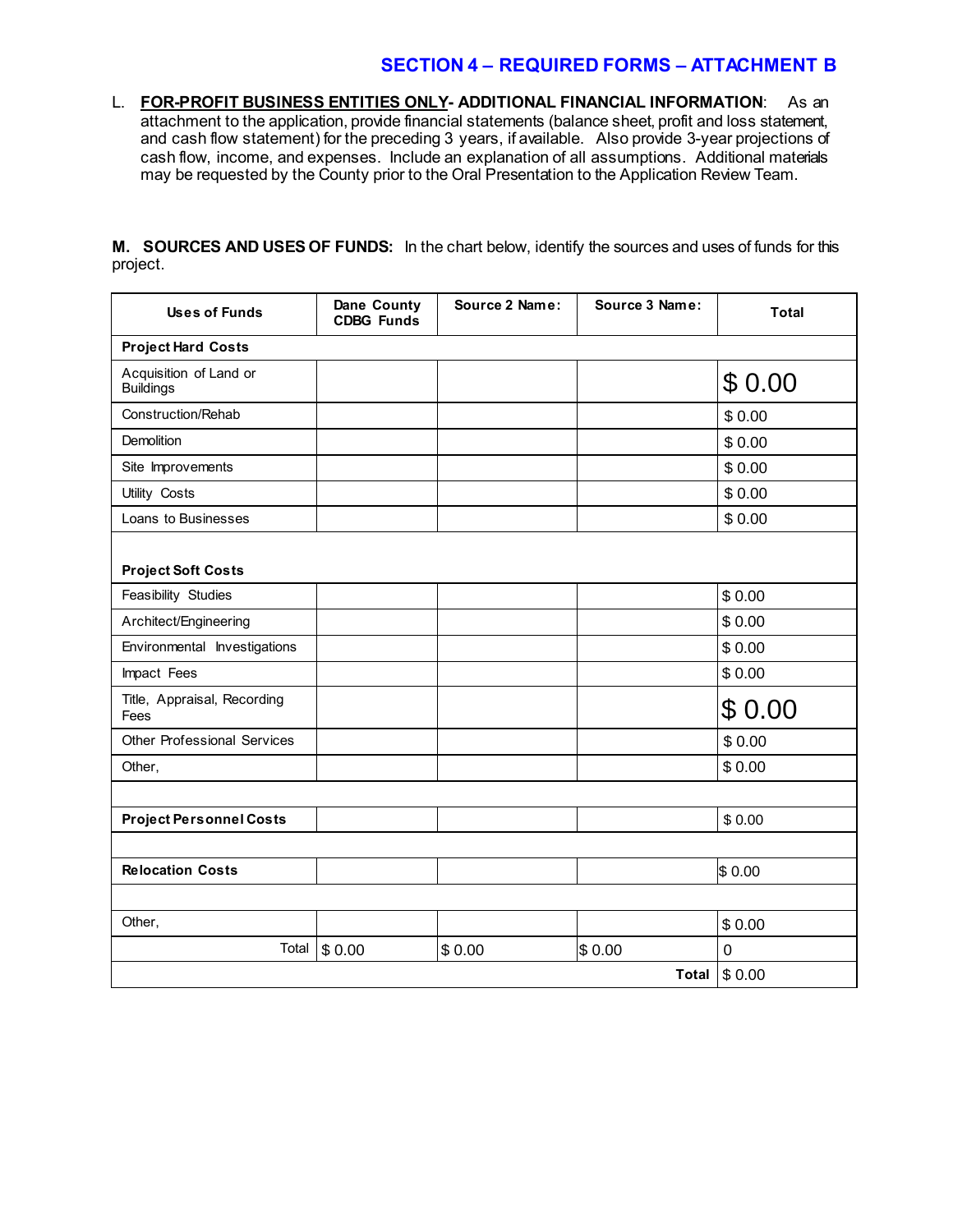## SECTION 4 – REQUIRED FORMS – ATTACHMENT B

L. **FOR-PROFIT BUSINESS ENTITIES ONLY- ADDITIONAL FINANCIAL INFORMATION**: As an attachment to the application, provide financial statements (balance sheet, profit and loss statement, and cash flow statement) for the preceding 3 years, if available. Also provide 3-year projections of cash flow, income, and expenses. Include an explanation of all assumptions. Additional materials may be requested by the County prior to the Oral Presentation to the Application Review Team.

**M. SOURCES AND USES OF FUNDS:** In the chart below, identify the sources and uses of funds for this project.

| Uses of Funds | Dane County CDBG Funds | Source 2 Name: | Source 3 Name: | Total |
|---|---|---|---|---|
| **Project Hard Costs** | | | | |
| Acquisition of Land or Buildings | | | | $ 0.00 |
| Construction/Rehab | | | | $ 0.00 |
| Demolition | | | | $ 0.00 |
| Site Improvements | | | | $ 0.00 |
| Utility Costs | | | | $ 0.00 |
| Loans to Businesses | | | | $ 0.00 |
| **Project Soft Costs** | | | | |
| Feasibility Studies | | | | $ 0.00 |
| Architect/Engineering | | | | $ 0.00 |
| Environmental Investigations | | | | $ 0.00 |
| Impact Fees | | | | $ 0.00 |
| Title, Appraisal, Recording Fees | | | | $ 0.00 |
| Other Professional Services | | | | $ 0.00 |
| Other, | | | | $ 0.00 |
| | | | | |
| **Project Personnel Costs** | | | | $ 0.00 |
| | | | | |
| **Relocation Costs** | | | | $ 0.00 |
| | | | | |
| Other, | | | | $ 0.00 |
| Total | $ 0.00 | $ 0.00 | $ 0.00 | 0 |
| | | | **Total** | $ 0.00 |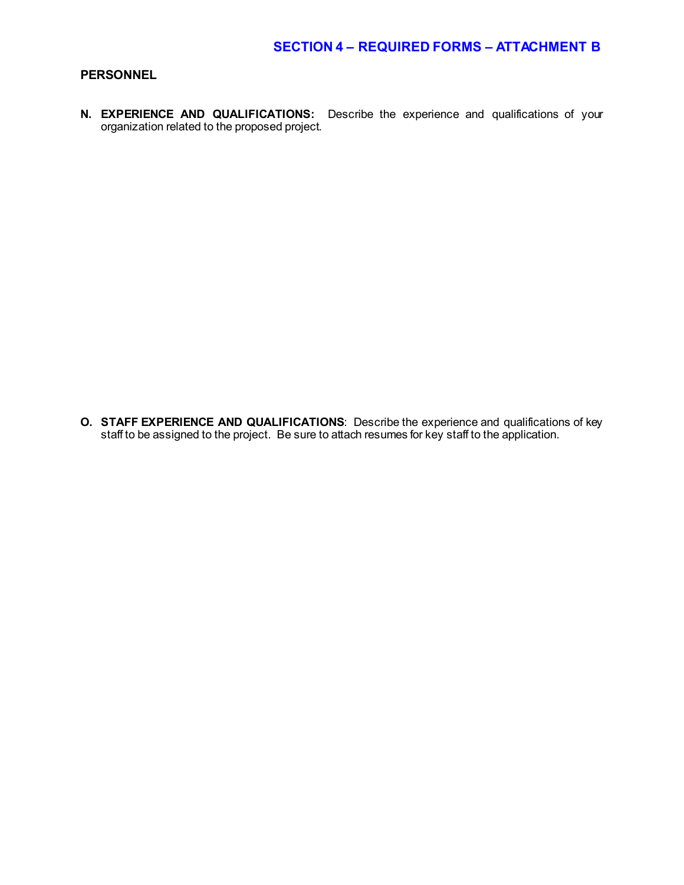## SECTION 4 – REQUIRED FORMS – ATTACHMENT B

### PERSONNEL

**N. EXPERIENCE AND QUALIFICATIONS:** Describe the experience and qualifications of your organization related to the proposed project.

**O. STAFF EXPERIENCE AND QUALIFICATIONS**: Describe the experience and qualifications of key staff to be assigned to the project. Be sure to attach resumes for key staff to the application.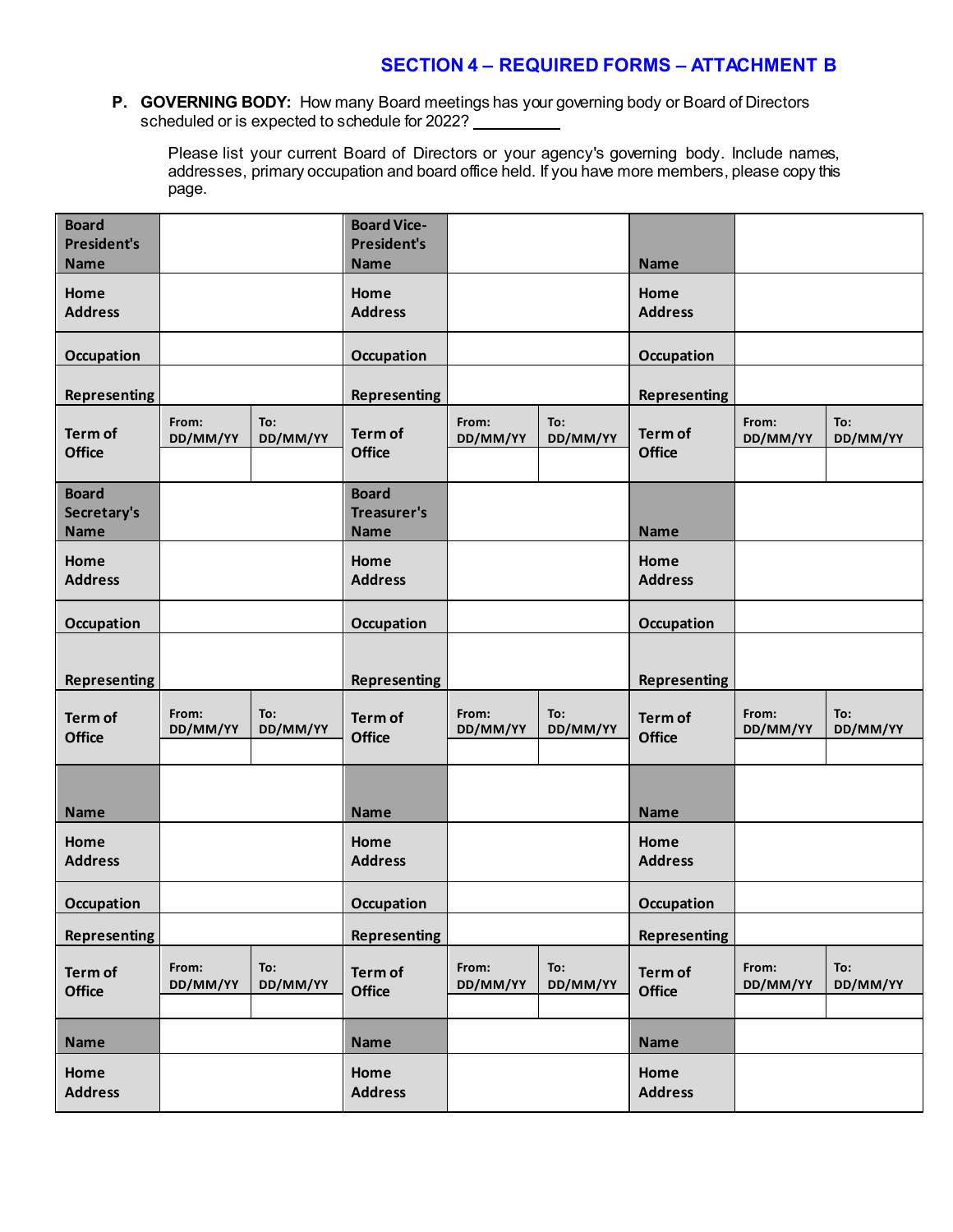## SECTION 4 – REQUIRED FORMS – ATTACHMENT B

**P. GOVERNING BODY:** How many Board meetings has your governing body or Board of Directors scheduled or is expected to schedule for 2022? ___________

Please list your current Board of Directors or your agency's governing body. Include names, addresses, primary occupation and board office held. If you have more members, please copy this page.

| | | | | | | | | |
|---|---|---|---|---|---|---|---|---|
| **Board President's Name** | | | **Board Vice-President's Name** | | | **Name** | | |
| **Home Address** | | | **Home Address** | | | **Home Address** | | |
| **Occupation** | | | **Occupation** | | | **Occupation** | | |
| **Representing** | | | **Representing** | | | **Representing** | | |
| **Term of Office** | **From: DD/MM/YY** | **To: DD/MM/YY** | **Term of Office** | **From: DD/MM/YY** | **To: DD/MM/YY** | **Term of Office** | **From: DD/MM/YY** | **To: DD/MM/YY** |
| **Board Secretary's Name** | | | **Board Treasurer's Name** | | | **Name** | | |
| **Home Address** | | | **Home Address** | | | **Home Address** | | |
| **Occupation** | | | **Occupation** | | | **Occupation** | | |
| **Representing** | | | **Representing** | | | **Representing** | | |
| **Term of Office** | **From: DD/MM/YY** | **To: DD/MM/YY** | **Term of Office** | **From: DD/MM/YY** | **To: DD/MM/YY** | **Term of Office** | **From: DD/MM/YY** | **To: DD/MM/YY** |
| **Name** | | | **Name** | | | **Name** | | |
| **Home Address** | | | **Home Address** | | | **Home Address** | | |
| **Occupation** | | | **Occupation** | | | **Occupation** | | |
| **Representing** | | | **Representing** | | | **Representing** | | |
| **Term of Office** | **From: DD/MM/YY** | **To: DD/MM/YY** | **Term of Office** | **From: DD/MM/YY** | **To: DD/MM/YY** | **Term of Office** | **From: DD/MM/YY** | **To: DD/MM/YY** |
| **Name** | | | **Name** | | | **Name** | | |
| **Home Address** | | | **Home Address** | | | **Home Address** | | |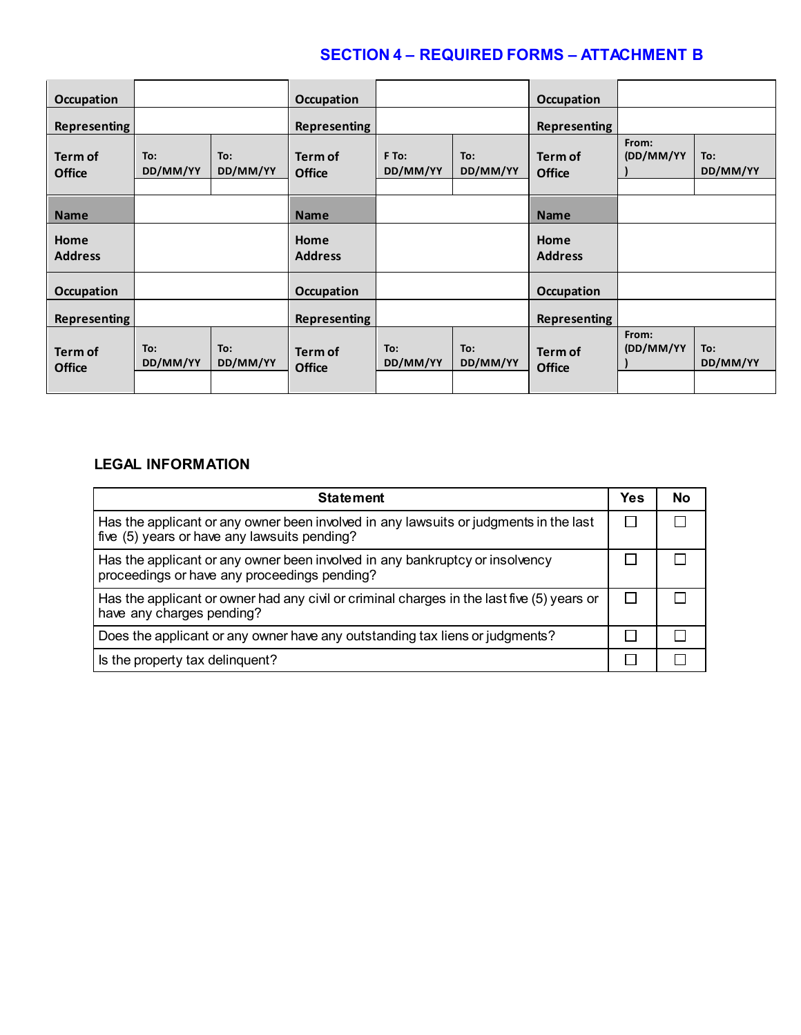## SECTION 4 – REQUIRED FORMS – ATTACHMENT B

| Occupation | | | Occupation | | | Occupation | | |
|---|---|---|---|---|---|---|---|---|
| Representing | | | Representing | | | Representing | | |
| Term of Office | To: DD/MM/YY | To: DD/MM/YY | Term of Office | F To: DD/MM/YY | To: DD/MM/YY | Term of Office | From: (DD/MM/YY ) | To: DD/MM/YY |
| | | | | | | | | |
| Name | | | Name | | | Name | | |
| Home Address | | | Home Address | | | Home Address | | |
| Occupation | | | Occupation | | | Occupation | | |
| Representing | | | Representing | | | Representing | | |
| Term of Office | To: DD/MM/YY | To: DD/MM/YY | Term of Office | To: DD/MM/YY | To: DD/MM/YY | Term of Office | From: (DD/MM/YY ) | To: DD/MM/YY |
| | | | | | | | | |

### LEGAL INFORMATION

| Statement | Yes | No |
|---|---|---|
| Has the applicant or any owner been involved in any lawsuits or judgments in the last five (5) years or have any lawsuits pending? | ☐ | ☐ |
| Has the applicant or any owner been involved in any bankruptcy or insolvency proceedings or have any proceedings pending? | ☐ | ☐ |
| Has the applicant or owner had any civil or criminal charges in the last five (5) years or have any charges pending? | ☐ | ☐ |
| Does the applicant or any owner have any outstanding tax liens or judgments? | ☐ | ☐ |
| Is the property tax delinquent? | ☐ | ☐ |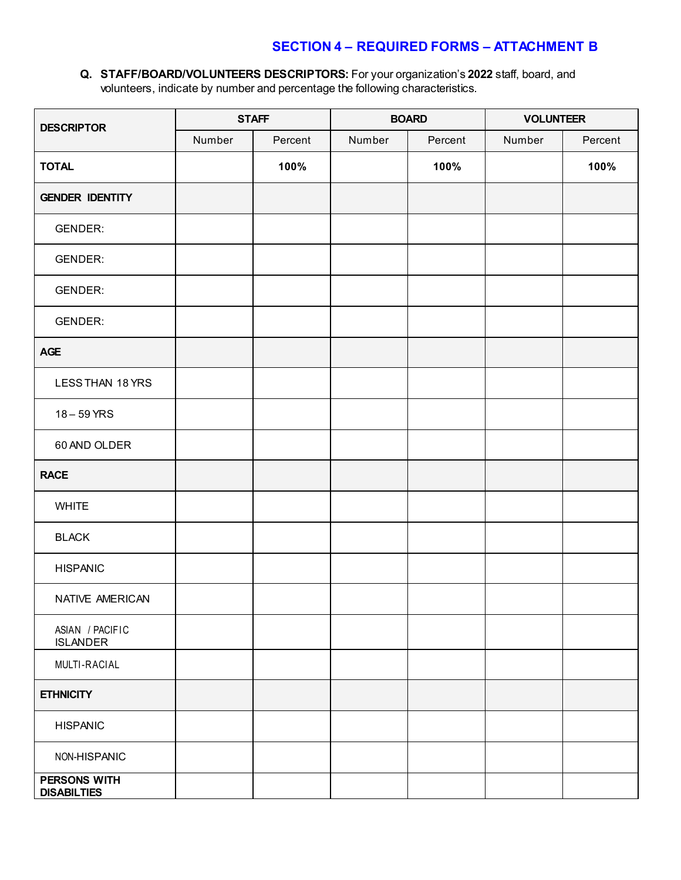## SECTION 4 – REQUIRED FORMS – ATTACHMENT B

**Q. STAFF/BOARD/VOLUNTEERS DESCRIPTORS:** For your organization's **2022** staff, board, and volunteers, indicate by number and percentage the following characteristics.

| DESCRIPTOR | STAFF | | BOARD | | VOLUNTEER | |
|---|---|---|---|---|---|---|
| | Number | Percent | Number | Percent | Number | Percent |
| **TOTAL** | | **100%** | | **100%** | | **100%** |
| **GENDER IDENTITY** | | | | | | |
| GENDER: | | | | | | |
| GENDER: | | | | | | |
| GENDER: | | | | | | |
| GENDER: | | | | | | |
| **AGE** | | | | | | |
| LESS THAN 18 YRS | | | | | | |
| 18 – 59 YRS | | | | | | |
| 60 AND OLDER | | | | | | |
| **RACE** | | | | | | |
| WHITE | | | | | | |
| BLACK | | | | | | |
| HISPANIC | | | | | | |
| NATIVE AMERICAN | | | | | | |
| ASIAN / PACIFIC ISLANDER | | | | | | |
| MULTI-RACIAL | | | | | | |
| **ETHNICITY** | | | | | | |
| HISPANIC | | | | | | |
| NON-HISPANIC | | | | | | |
| **PERSONS WITH DISABILTIES** | | | | | | |